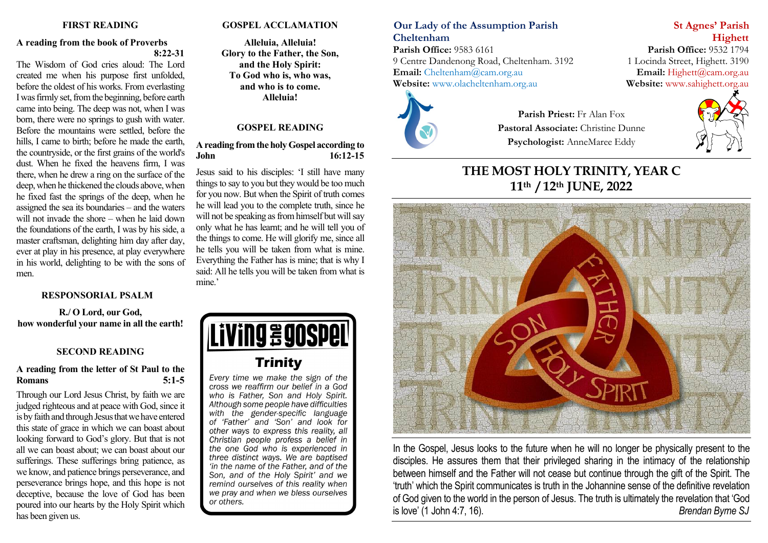## FIRST READING

**A reading from the book of Proverbs 8:22-31**

The Wisdom of God cries aloud: The Lord created me when his purpose first unfolded, before the oldest of his works. From everlasting I was firmly set, from the beginning, before earth came into being. The deep was not, when I was born, there were no springs to gush with water. Before the mountains were settled, before the hills, I came to birth; before he made the earth, the countryside, or the first grains of the world's dust. When he fixed the heavens firm, I was there, when he drew a ring on the surface of the deep, when he thickened the clouds above, when he fixed fast the springs of the deep, when he assigned the sea its boundaries – and the waters will not invade the shore – when he laid down the foundations of the earth, I was by his side, a master craftsman, delighting him day after day, ever at play in his presence, at play everywhere in his world, delighting to be with the sons of men.

## RESPONSORIAL PSALM

**R./ O Lord, our God, how wonderful your name in all the earth!**

## SECOND READING

**A reading from the letter of St Paul to the Romans 5:1-5**

Through our Lord Jesus Christ, by faith we are judged righteous and at peace with God, since it is by faith and through Jesus that we have entered this state of grace in which we can boast about looking forward to God's glory. But that is not all we can boast about; we can boast about our sufferings. These sufferings bring patience, as we know, and patience brings perseverance, and perseverance brings hope, and this hope is not deceptive, because the love of God has been poured into our hearts by the Holy Spirit which has been given us.

## GOSPEL ACCLAMATION

**Alleluia, Alleluia!**
**Glory to the Father, the Son,**
**and the Holy Spirit:**
**To God who is, who was,**
**and who is to come.**
**Alleluia!**

## GOSPEL READING

**A reading from the holy Gospel according to John 16:12-15**

Jesus said to his disciples: 'I still have many things to say to you but they would be too much for you now. But when the Spirit of truth comes he will lead you to the complete truth, since he will not be speaking as from himself but will say only what he has learnt; and he will tell you of the things to come. He will glorify me, since all he tells you will be taken from what is mine. Everything the Father has is mine; that is why I said: All he tells you will be taken from what is mine.'

**Living the Gospel**

**Trinity**

*Every time we make the sign of the cross we reaffirm our belief in a God who is Father, Son and Holy Spirit. Although some people have difficulties with the gender-specific language of 'Father' and 'Son' and look for other ways to express this reality, all Christian people profess a belief in the one God who is experienced in three distinct ways. We are baptised 'in the name of the Father, and of the Son, and of the Holy Spirit' and we remind ourselves of this reality when we pray and when we bless ourselves or others.*

**Our Lady of the Assumption Parish Cheltenham**
**Parish Office:** 9583 6161
9 Centre Dandenong Road, Cheltenham. 3192
**Email:** Cheltenham@cam.org.au
**Website:** www.olacheltenham.org.au

**St Agnes' Parish Highett**
**Parish Office:** 9532 1794
1 Locinda Street, Highett. 3190
**Email:** Highett@cam.org.au
**Website:** www.sahighett.org.au

**Parish Priest:** Fr Alan Fox
**Pastoral Associate:** Christine Dunne
**Psychologist:** AnneMaree Eddy

# THE MOST HOLY TRINITY, YEAR C
# 11th / 12th JUNE, 2022

In the Gospel, Jesus looks to the future when he will no longer be physically present to the disciples. He assures them that their privileged sharing in the intimacy of the relationship between himself and the Father will not cease but continue through the gift of the Spirit. The 'truth' which the Spirit communicates is truth in the Johannine sense of the definitive revelation of God given to the world in the person of Jesus. The truth is ultimately the revelation that 'God is love' (1 John 4:7, 16). *Brendan Byrne SJ*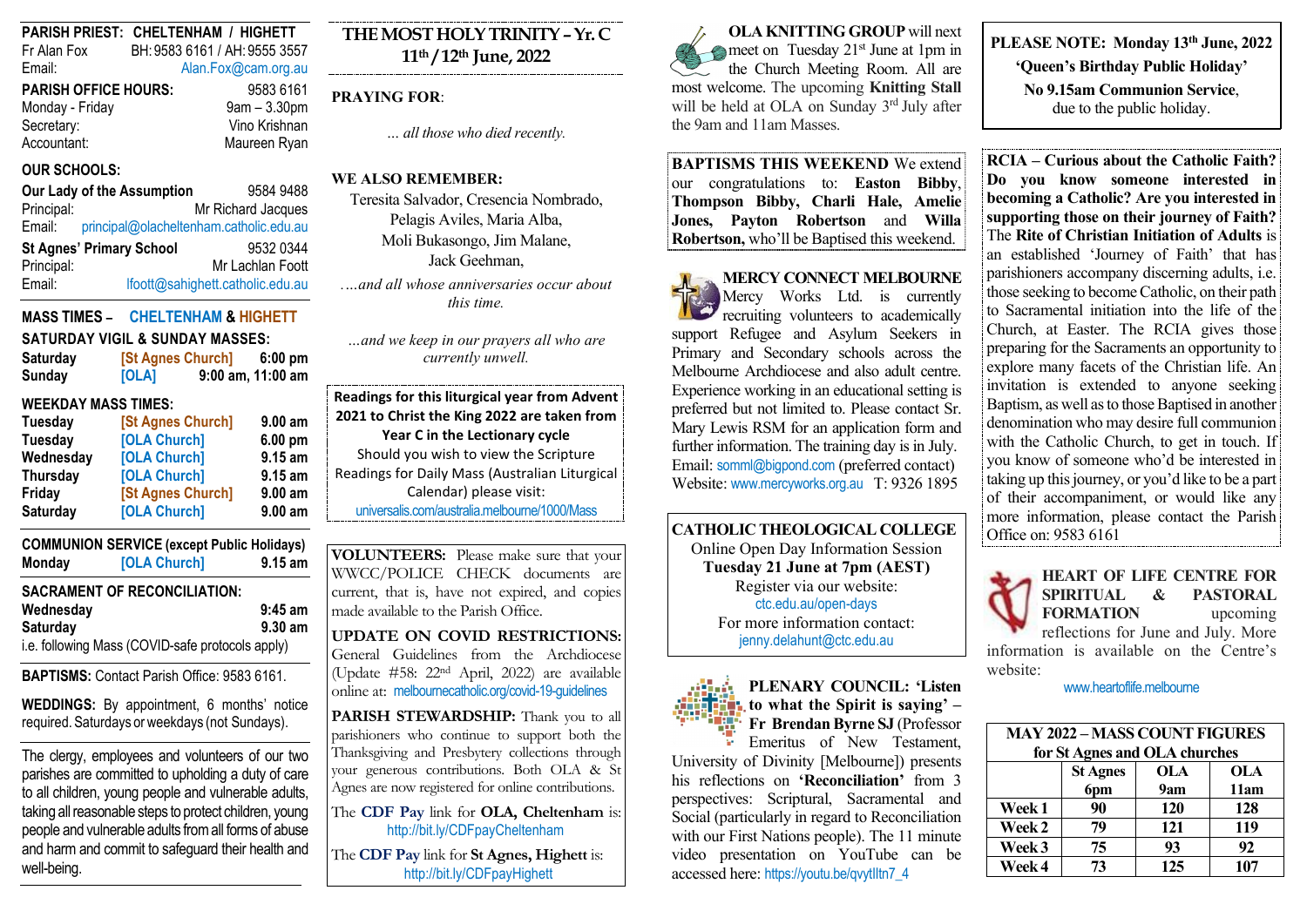**PARISH PRIEST: CHELTENHAM / HIGHETT**

| | |
|---|---|
| Fr Alan Fox | BH: 9583 6161 / AH: 9555 3557 |
| Email: | Alan.Fox@cam.org.au |

| **PARISH OFFICE HOURS:** | 9583 6161 |
|---|---|
| Monday - Friday | 9am – 3.30pm |
| Secretary: | Vino Krishnan |
| Accountant: | Maureen Ryan |

**OUR SCHOOLS:**

**Our Lady of the Assumption** 9584 9488
Principal: Mr Richard Jacques
Email: principal@olacheltenham.catholic.edu.au

**St Agnes' Primary School** 9532 0344
Principal: Mr Lachlan Foott
Email: lfoott@sahighett.catholic.edu.au

**MASS TIMES – CHELTENHAM & HIGHETT**

**SATURDAY VIGIL & SUNDAY MASSES:**

| | | |
|---|---|---|
| Saturday | [St Agnes Church] | 6:00 pm |
| Sunday | [OLA] | 9:00 am, 11:00 am |

**WEEKDAY MASS TIMES:**

| | | |
|---|---|---|
| Tuesday | [St Agnes Church] | 9.00 am |
| Tuesday | [OLA Church] | 6.00 pm |
| Wednesday | [OLA Church] | 9.15 am |
| Thursday | [OLA Church] | 9.15 am |
| Friday | [St Agnes Church] | 9.00 am |
| Saturday | [OLA Church] | 9.00 am |

**COMMUNION SERVICE (except Public Holidays)**
Monday [OLA Church] 9.15 am

**SACRAMENT OF RECONCILIATION:**
Wednesday 9:45 am
Saturday 9.30 am
i.e. following Mass (COVID-safe protocols apply)

**BAPTISMS:** Contact Parish Office: 9583 6161.

**WEDDINGS:** By appointment, 6 months' notice required. Saturdays or weekdays (not Sundays).

The clergy, employees and volunteers of our two parishes are committed to upholding a duty of care to all children, young people and vulnerable adults, taking all reasonable steps to protect children, young people and vulnerable adults from all forms of abuse and harm and commit to safeguard their health and well-being.

## THE MOST HOLY TRINITY – Yr. C
## 11th / 12th June, 2022

**PRAYING FOR**:

*… all those who died recently.*

**WE ALSO REMEMBER:**

Teresita Salvador, Cresencia Nombrado, Pelagis Aviles, Maria Alba, Moli Bukasongo, Jim Malane, Jack Geehman,

*….and all whose anniversaries occur about this time.*

*…and we keep in our prayers all who are currently unwell.*

**Readings for this liturgical year from Advent 2021 to Christ the King 2022 are taken from Year C in the Lectionary cycle**
Should you wish to view the Scripture Readings for Daily Mass (Australian Liturgical Calendar) please visit:
universalis.com/australia.melbourne/1000/Mass

**VOLUNTEERS:** Please make sure that your WWCC/POLICE CHECK documents are current, that is, have not expired, and copies made available to the Parish Office.

**UPDATE ON COVID RESTRICTIONS:** General Guidelines from the Archdiocese (Update #58: 22nd April, 2022) are available online at: melbournecatholic.org/covid-19-guidelines

**PARISH STEWARDSHIP:** Thank you to all parishioners who continue to support both the Thanksgiving and Presbytery collections through your generous contributions. Both OLA & St Agnes are now registered for online contributions.

The **CDF Pay** link for **OLA, Cheltenham** is: http://bit.ly/CDFpayCheltenham

The **CDF Pay** link for **St Agnes, Highett** is: http://bit.ly/CDFpayHighett

**OLA KNITTING GROUP** will next meet on Tuesday 21st June at 1pm in the Church Meeting Room. All are most welcome. The upcoming **Knitting Stall** will be held at OLA on Sunday 3rd July after the 9am and 11am Masses.

**BAPTISMS THIS WEEKEND** We extend our congratulations to: **Easton Bibby, Thompson Bibby, Charli Hale, Amelie Jones, Payton Robertson** and **Willa Robertson,** who'll be Baptised this weekend.

**MERCY CONNECT MELBOURNE** Mercy Works Ltd. is currently recruiting volunteers to academically support Refugee and Asylum Seekers in Primary and Secondary schools across the Melbourne Archdiocese and also adult centre. Experience working in an educational setting is preferred but not limited to. Please contact Sr. Mary Lewis RSM for an application form and further information. The training day is in July.
Email: somml@bigpond.com (preferred contact)
Website: www.mercyworks.org.au T: 9326 1895

**CATHOLIC THEOLOGICAL COLLEGE**
Online Open Day Information Session
**Tuesday 21 June at 7pm (AEST)**
Register via our website:
ctc.edu.au/open-days
For more information contact:
jenny.delahunt@ctc.edu.au

**PLENARY COUNCIL: 'Listen to what the Spirit is saying' – Fr Brendan Byrne SJ** (Professor Emeritus of New Testament, University of Divinity [Melbourne]) presents his reflections on **'Reconciliation'** from 3 perspectives: Scriptural, Sacramental and Social (particularly in regard to Reconciliation with our First Nations people). The 11 minute video presentation on YouTube can be accessed here: https://youtu.be/qvytIltn7_4

**PLEASE NOTE: Monday 13th June, 2022**
**'Queen's Birthday Public Holiday'**
**No 9.15am Communion Service**, due to the public holiday.

**RCIA – Curious about the Catholic Faith? Do you know someone interested in becoming a Catholic? Are you interested in supporting those on their journey of Faith?** The **Rite of Christian Initiation of Adults** is an established 'Journey of Faith' that has parishioners accompany discerning adults, i.e. those seeking to become Catholic, on their path to Sacramental initiation into the life of the Church, at Easter. The RCIA gives those preparing for the Sacraments an opportunity to explore many facets of the Christian life. An invitation is extended to anyone seeking Baptism, as well as to those Baptised in another denomination who may desire full communion with the Catholic Church, to get in touch. If you know of someone who'd be interested in taking up this journey, or you'd like to be a part of their accompaniment, or would like any more information, please contact the Parish Office on: 9583 6161

**HEART OF LIFE CENTRE FOR SPIRITUAL & PASTORAL FORMATION** upcoming reflections for June and July. More information is available on the Centre's website:
www.heartoflife.melbourne

**MAY 2022 – MASS COUNT FIGURES for St Agnes and OLA churches**

| | St Agnes 6pm | OLA 9am | OLA 11am |
|---|---|---|---|
| Week 1 | 90 | 120 | 128 |
| Week 2 | 79 | 121 | 119 |
| Week 3 | 75 | 93 | 92 |
| Week 4 | 73 | 125 | 107 |